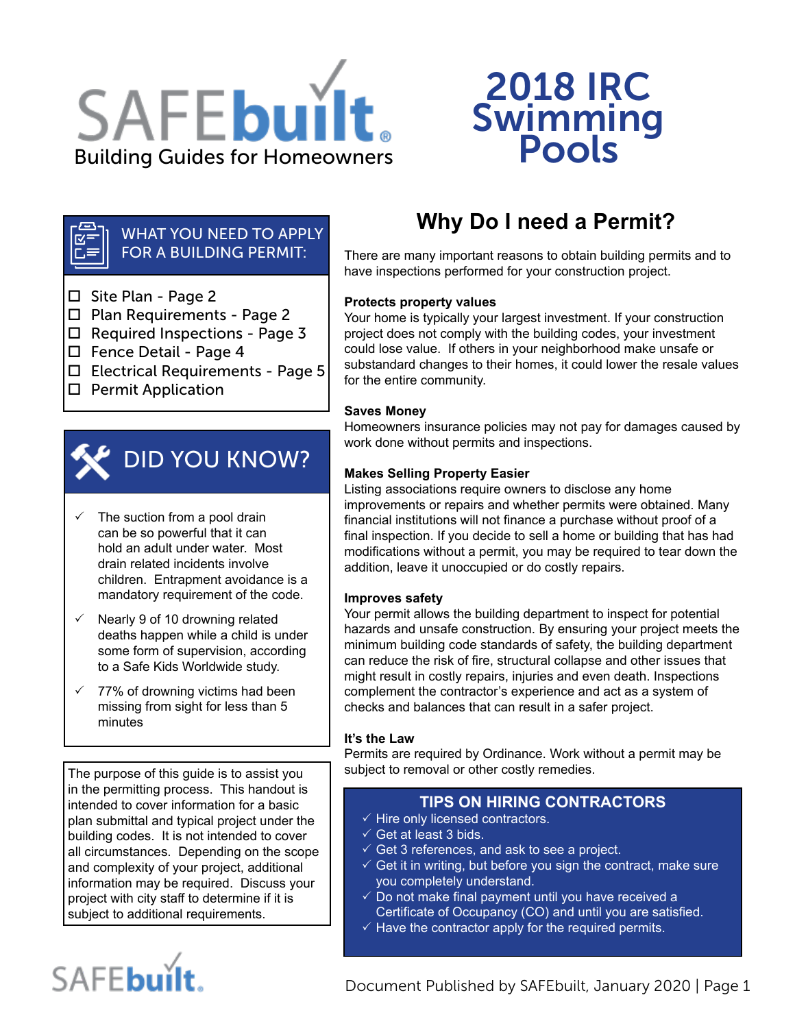# SAFEbuilt

Building Guides for Homeowners

# 2018 IRC Swimming Pools

## WHAT YOU NEED TO APPLY FOR A BUILDING PERMIT:

- ☐ Site Plan - Page 2
- ☐ Plan Requirements - Page 2
- ☐ Required Inspections - Page 3
- ☐ Fence Detail - Page 4
- ☐ Electrical Requirements - Page 5
- ☐ Permit Application

## DID YOU KNOW?

- ✓ The suction from a pool drain can be so powerful that it can hold an adult under water. Most drain related incidents involve children. Entrapment avoidance is a mandatory requirement of the code.
- ✓ Nearly 9 of 10 drowning related deaths happen while a child is under some form of supervision, according to a Safe Kids Worldwide study.
- ✓ 77% of drowning victims had been missing from sight for less than 5 minutes

The purpose of this guide is to assist you in the permitting process. This handout is intended to cover information for a basic plan submittal and typical project under the building codes. It is not intended to cover all circumstances. Depending on the scope and complexity of your project, additional information may be required. Discuss your project with city staff to determine if it is subject to additional requirements.

## Why Do I need a Permit?

There are many important reasons to obtain building permits and to have inspections performed for your construction project.

**Protects property values**

Your home is typically your largest investment. If your construction project does not comply with the building codes, your investment could lose value. If others in your neighborhood make unsafe or substandard changes to their homes, it could lower the resale values for the entire community.

**Saves Money**

Homeowners insurance policies may not pay for damages caused by work done without permits and inspections.

**Makes Selling Property Easier**

Listing associations require owners to disclose any home improvements or repairs and whether permits were obtained. Many financial institutions will not finance a purchase without proof of a final inspection. If you decide to sell a home or building that has had modifications without a permit, you may be required to tear down the addition, leave it unoccupied or do costly repairs.

**Improves safety**

Your permit allows the building department to inspect for potential hazards and unsafe construction. By ensuring your project meets the minimum building code standards of safety, the building department can reduce the risk of fire, structural collapse and other issues that might result in costly repairs, injuries and even death. Inspections complement the contractor's experience and act as a system of checks and balances that can result in a safer project.

**It's the Law**

Permits are required by Ordinance. Work without a permit may be subject to removal or other costly remedies.

## TIPS ON HIRING CONTRACTORS

- ✓ Hire only licensed contractors.
- ✓ Get at least 3 bids.
- ✓ Get 3 references, and ask to see a project.
- ✓ Get it in writing, but before you sign the contract, make sure you completely understand.
- ✓ Do not make final payment until you have received a Certificate of Occupancy (CO) and until you are satisfied.
- ✓ Have the contractor apply for the required permits.

Document Published by SAFEbuilt, January 2020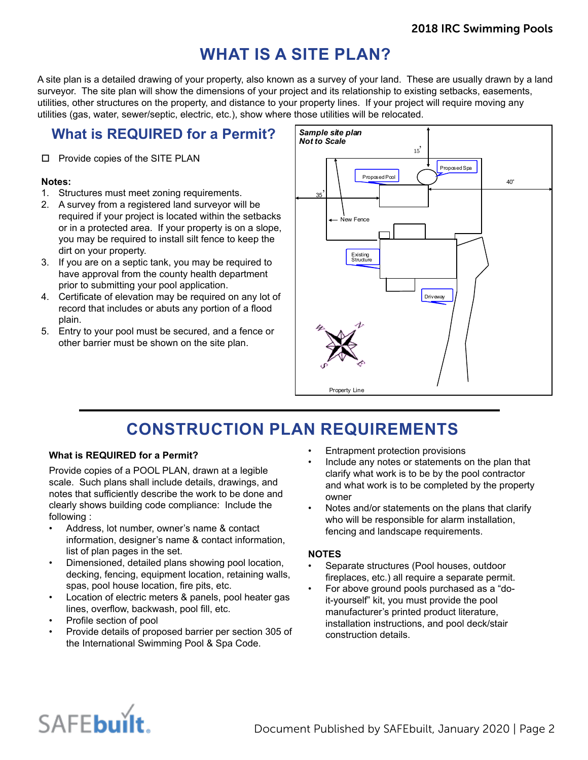# WHAT IS A SITE PLAN?

A site plan is a detailed drawing of your property, also known as a survey of your land. These are usually drawn by a land surveyor. The site plan will show the dimensions of your project and its relationship to existing setbacks, easements, utilities, other structures on the property, and distance to your property lines. If your project will require moving any utilities (gas, water, sewer/septic, electric, etc.), show where those utilities will be relocated.

## What is REQUIRED for a Permit?

- ☐ Provide copies of the SITE PLAN

**Notes:**

1. Structures must meet zoning requirements.
2. A survey from a registered land surveyor will be required if your project is located within the setbacks or in a protected area. If your property is on a slope, you may be required to install silt fence to keep the dirt on your property.
3. If you are on a septic tank, you may be required to have approval from the county health department prior to submitting your pool application.
4. Certificate of elevation may be required on any lot of record that includes or abuts any portion of a flood plain.
5. Entry to your pool must be secured, and a fence or other barrier must be shown on the site plan.

*Sample site plan*
*Not to Scale*

15' | Proposed Spa | Proposed Pool | 40" | 35' | New Fence | Existing Structure | Driveway | Property Line

# CONSTRUCTION PLAN REQUIREMENTS

**What is REQUIRED for a Permit?**

Provide copies of a POOL PLAN, drawn at a legible scale. Such plans shall include details, drawings, and notes that sufficiently describe the work to be done and clearly shows building code compliance: Include the following :

- Address, lot number, owner's name & contact information, designer's name & contact information, list of plan pages in the set.
- Dimensioned, detailed plans showing pool location, decking, fencing, equipment location, retaining walls, spas, pool house location, fire pits, etc.
- Location of electric meters & panels, pool heater gas lines, overflow, backwash, pool fill, etc.
- Profile section of pool
- Provide details of proposed barrier per section 305 of the International Swimming Pool & Spa Code.
- Entrapment protection provisions
- Include any notes or statements on the plan that clarify what work is to be by the pool contractor and what work is to be completed by the property owner
- Notes and/or statements on the plans that clarify who will be responsible for alarm installation, fencing and landscape requirements.

**NOTES**

- Separate structures (Pool houses, outdoor fireplaces, etc.) all require a separate permit.
- For above ground pools purchased as a "do-it-yourself" kit, you must provide the pool manufacturer's printed product literature, installation instructions, and pool deck/stair construction details.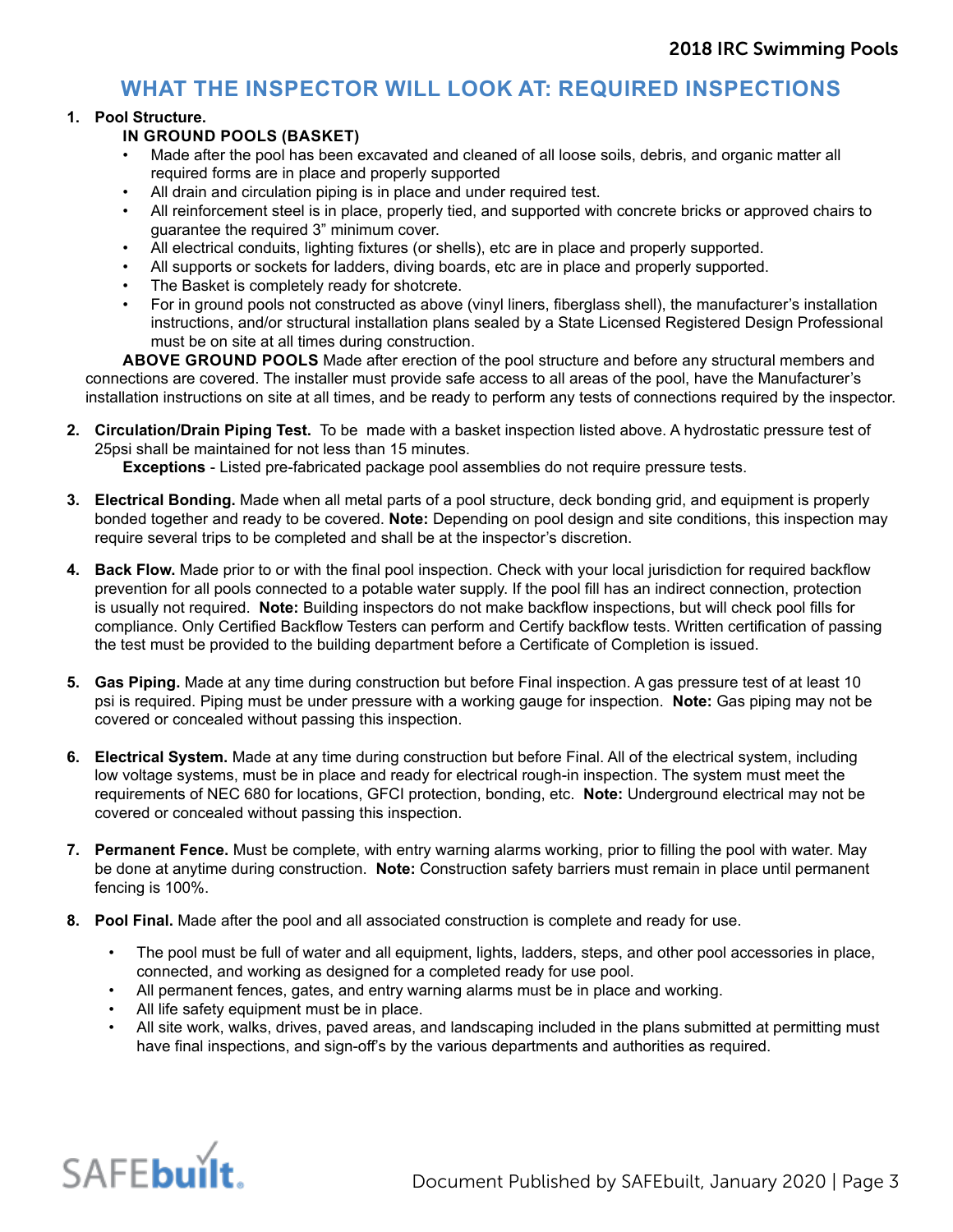## WHAT THE INSPECTOR WILL LOOK AT: REQUIRED INSPECTIONS

1. **Pool Structure.**

   **IN GROUND POOLS (BASKET)**

   - Made after the pool has been excavated and cleaned of all loose soils, debris, and organic matter all required forms are in place and properly supported
   - All drain and circulation piping is in place and under required test.
   - All reinforcement steel is in place, properly tied, and supported with concrete bricks or approved chairs to guarantee the required 3" minimum cover.
   - All electrical conduits, lighting fixtures (or shells), etc are in place and properly supported.
   - All supports or sockets for ladders, diving boards, etc are in place and properly supported.
   - The Basket is completely ready for shotcrete.
   - For in ground pools not constructed as above (vinyl liners, fiberglass shell), the manufacturer's installation instructions, and/or structural installation plans sealed by a State Licensed Registered Design Professional must be on site at all times during construction.

   **ABOVE GROUND POOLS** Made after erection of the pool structure and before any structural members and connections are covered. The installer must provide safe access to all areas of the pool, have the Manufacturer's installation instructions on site at all times, and be ready to perform any tests of connections required by the inspector.

2. **Circulation/Drain Piping Test.** To be made with a basket inspection listed above. A hydrostatic pressure test of 25psi shall be maintained for not less than 15 minutes.

   **Exceptions** - Listed pre-fabricated package pool assemblies do not require pressure tests.

3. **Electrical Bonding.** Made when all metal parts of a pool structure, deck bonding grid, and equipment is properly bonded together and ready to be covered. **Note:** Depending on pool design and site conditions, this inspection may require several trips to be completed and shall be at the inspector's discretion.

4. **Back Flow.** Made prior to or with the final pool inspection. Check with your local jurisdiction for required backflow prevention for all pools connected to a potable water supply. If the pool fill has an indirect connection, protection is usually not required. **Note:** Building inspectors do not make backflow inspections, but will check pool fills for compliance. Only Certified Backflow Testers can perform and Certify backflow tests. Written certification of passing the test must be provided to the building department before a Certificate of Completion is issued.

5. **Gas Piping.** Made at any time during construction but before Final inspection. A gas pressure test of at least 10 psi is required. Piping must be under pressure with a working gauge for inspection. **Note:** Gas piping may not be covered or concealed without passing this inspection.

6. **Electrical System.** Made at any time during construction but before Final. All of the electrical system, including low voltage systems, must be in place and ready for electrical rough-in inspection. The system must meet the requirements of NEC 680 for locations, GFCI protection, bonding, etc. **Note:** Underground electrical may not be covered or concealed without passing this inspection.

7. **Permanent Fence.** Must be complete, with entry warning alarms working, prior to filling the pool with water. May be done at anytime during construction. **Note:** Construction safety barriers must remain in place until permanent fencing is 100%.

8. **Pool Final.** Made after the pool and all associated construction is complete and ready for use.

   - The pool must be full of water and all equipment, lights, ladders, steps, and other pool accessories in place, connected, and working as designed for a completed ready for use pool.
   - All permanent fences, gates, and entry warning alarms must be in place and working.
   - All life safety equipment must be in place.
   - All site work, walks, drives, paved areas, and landscaping included in the plans submitted at permitting must have final inspections, and sign-off's by the various departments and authorities as required.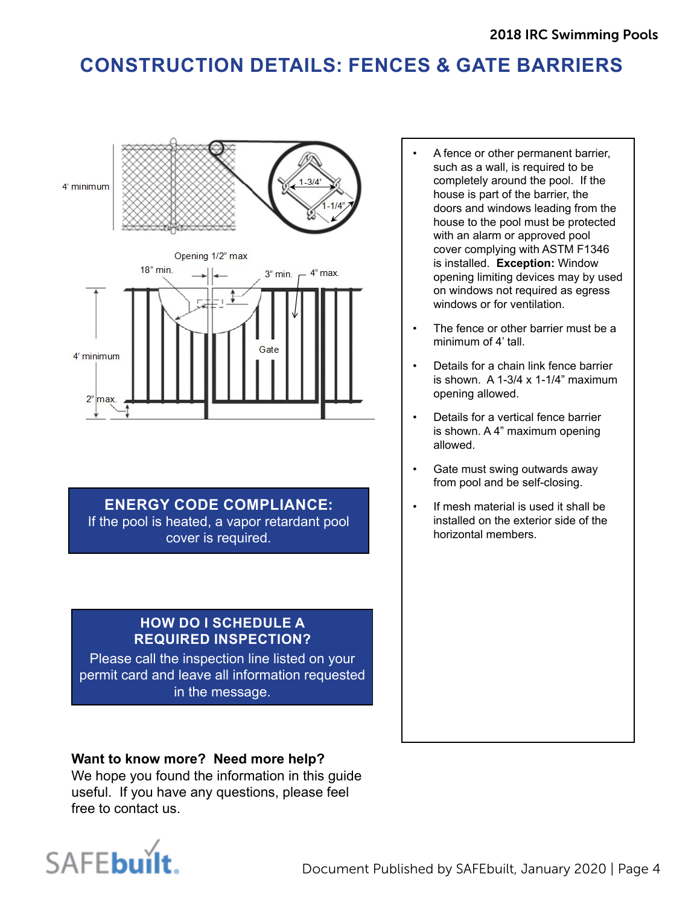# CONSTRUCTION DETAILS: FENCES & GATE BARRIERS

4' minimum

1-3/4"

1-1/4"

Opening 1/2" max

18" min.

3" min.

4" max.

4' minimum

Gate

2" max.

- A fence or other permanent barrier, such as a wall, is required to be completely around the pool. If the house is part of the barrier, the doors and windows leading from the house to the pool must be protected with an alarm or approved pool cover complying with ASTM F1346 is installed. **Exception:** Window opening limiting devices may by used on windows not required as egress windows or for ventilation.
- The fence or other barrier must be a minimum of 4' tall.
- Details for a chain link fence barrier is shown. A 1-3/4 x 1-1/4" maximum opening allowed.
- Details for a vertical fence barrier is shown. A 4" maximum opening allowed.
- Gate must swing outwards away from pool and be self-closing.
- If mesh material is used it shall be installed on the exterior side of the horizontal members.

**ENERGY CODE COMPLIANCE:**
If the pool is heated, a vapor retardant pool cover is required.

**HOW DO I SCHEDULE A REQUIRED INSPECTION?**
Please call the inspection line listed on your permit card and leave all information requested in the message.

**Want to know more? Need more help?**
We hope you found the information in this guide useful. If you have any questions, please feel free to contact us.

SAFEbuilt.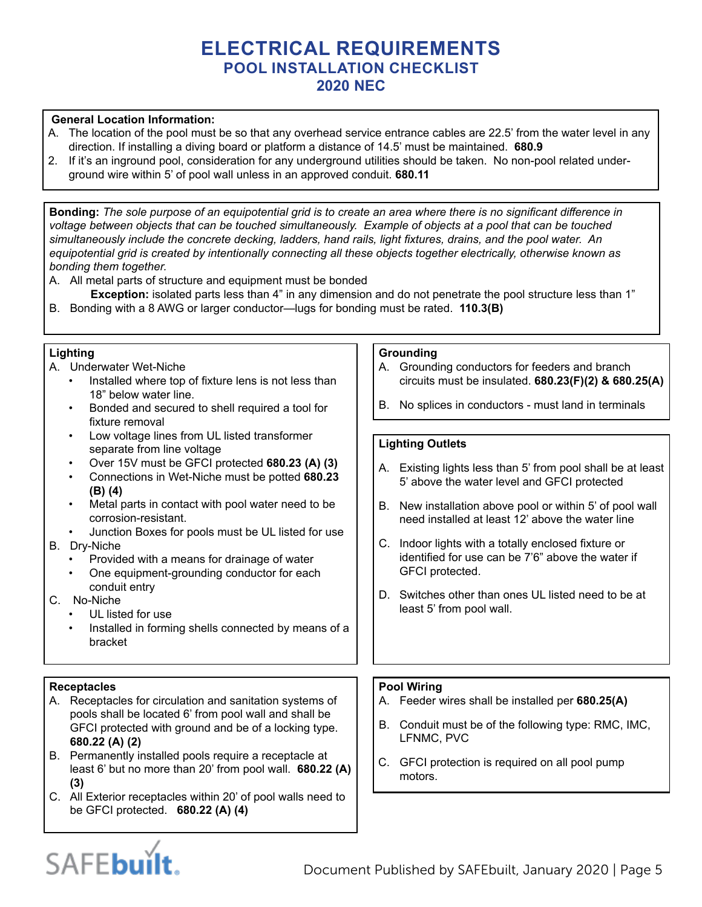# ELECTRICAL REQUIREMENTS
## POOL INSTALLATION CHECKLIST
## 2020 NEC

**General Location Information:**

A. The location of the pool must be so that any overhead service entrance cables are 22.5' from the water level in any direction. If installing a diving board or platform a distance of 14.5' must be maintained. **680.9**

2. If it's an inground pool, consideration for any underground utilities should be taken. No non-pool related underground wire within 5' of pool wall unless in an approved conduit. **680.11**

**Bonding:** *The sole purpose of an equipotential grid is to create an area where there is no significant difference in voltage between objects that can be touched simultaneously. Example of objects at a pool that can be touched simultaneously include the concrete decking, ladders, hand rails, light fixtures, drains, and the pool water. An equipotential grid is created by intentionally connecting all these objects together electrically, otherwise known as bonding them together.*

A. All metal parts of structure and equipment must be bonded
  **Exception:** isolated parts less than 4" in any dimension and do not penetrate the pool structure less than 1"

B. Bonding with a 8 AWG or larger conductor—lugs for bonding must be rated. **110.3(B)**

**Lighting**

A. Underwater Wet-Niche
- Installed where top of fixture lens is not less than 18" below water line.
- Bonded and secured to shell required a tool for fixture removal
- Low voltage lines from UL listed transformer separate from line voltage
- Over 15V must be GFCI protected **680.23 (A) (3)**
- Connections in Wet-Niche must be potted **680.23 (B) (4)**
- Metal parts in contact with pool water need to be corrosion-resistant.
- Junction Boxes for pools must be UL listed for use

B. Dry-Niche
- Provided with a means for drainage of water
- One equipment-grounding conductor for each conduit entry

C. No-Niche
- UL listed for use
- Installed in forming shells connected by means of a bracket

**Grounding**

A. Grounding conductors for feeders and branch circuits must be insulated. **680.23(F)(2) & 680.25(A)**

B. No splices in conductors - must land in terminals

**Lighting Outlets**

A. Existing lights less than 5' from pool shall be at least 5' above the water level and GFCI protected

B. New installation above pool or within 5' of pool wall need installed at least 12' above the water line

C. Indoor lights with a totally enclosed fixture or identified for use can be 7'6" above the water if GFCI protected.

D. Switches other than ones UL listed need to be at least 5' from pool wall.

**Receptacles**

A. Receptacles for circulation and sanitation systems of pools shall be located 6' from pool wall and shall be GFCI protected with ground and be of a locking type. **680.22 (A) (2)**

B. Permanently installed pools require a receptacle at least 6' but no more than 20' from pool wall. **680.22 (A) (3)**

C. All Exterior receptacles within 20' of pool walls need to be GFCI protected. **680.22 (A) (4)**

**Pool Wiring**

A. Feeder wires shall be installed per **680.25(A)**

B. Conduit must be of the following type: RMC, IMC, LFNMC, PVC

C. GFCI protection is required on all pool pump motors.

SAFEbuilt.

Document Published by SAFEbuilt, January 2020